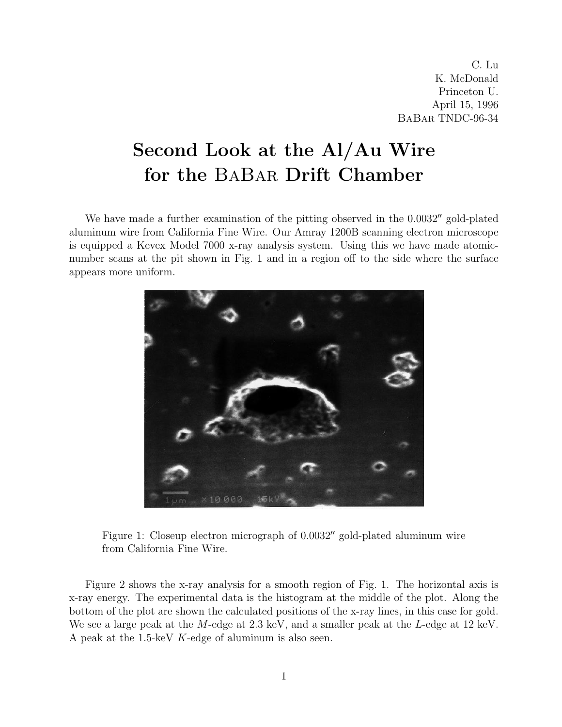C. Lu
K. McDonald
Princeton U.
April 15, 1996
BaBar TNDC-96-34

# Second Look at the Al/Au Wire for the BaBar Drift Chamber

We have made a further examination of the pitting observed in the 0.0032″ gold-plated aluminum wire from California Fine Wire. Our Amray 1200B scanning electron microscope is equipped a Kevex Model 7000 x-ray analysis system. Using this we have made atomic-number scans at the pit shown in Fig. 1 and in a region off to the side where the surface appears more uniform.

Figure 1: Closeup electron micrograph of 0.0032″ gold-plated aluminum wire from California Fine Wire.

Figure 2 shows the x-ray analysis for a smooth region of Fig. 1. The horizontal axis is x-ray energy. The experimental data is the histogram at the middle of the plot. Along the bottom of the plot are shown the calculated positions of the x-ray lines, in this case for gold. We see a large peak at the $M$-edge at 2.3 keV, and a smaller peak at the $L$-edge at 12 keV. A peak at the 1.5-keV $K$-edge of aluminum is also seen.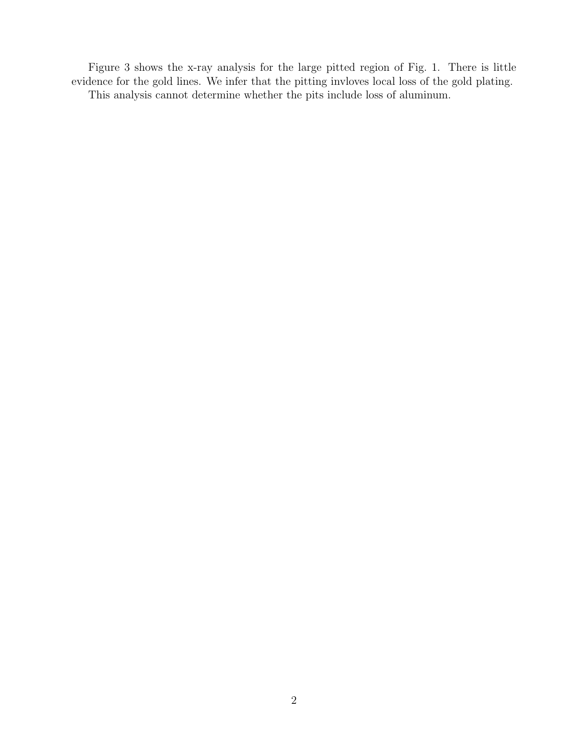Figure 3 shows the x-ray analysis for the large pitted region of Fig. 1. There is little evidence for the gold lines. We infer that the pitting invloves local loss of the gold plating.

This analysis cannot determine whether the pits include loss of aluminum.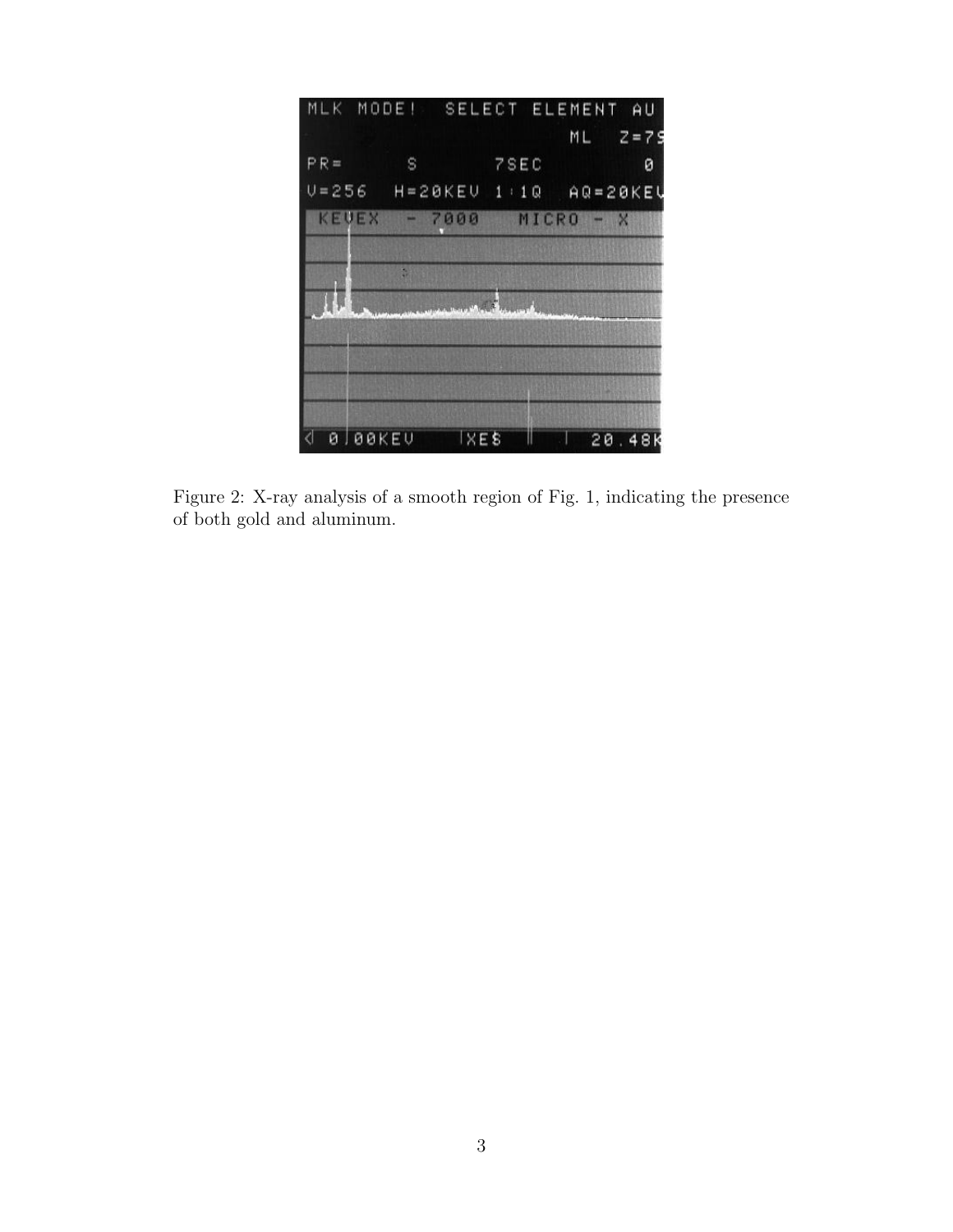Figure 2: X-ray analysis of a smooth region of Fig. 1, indicating the presence of both gold and aluminum.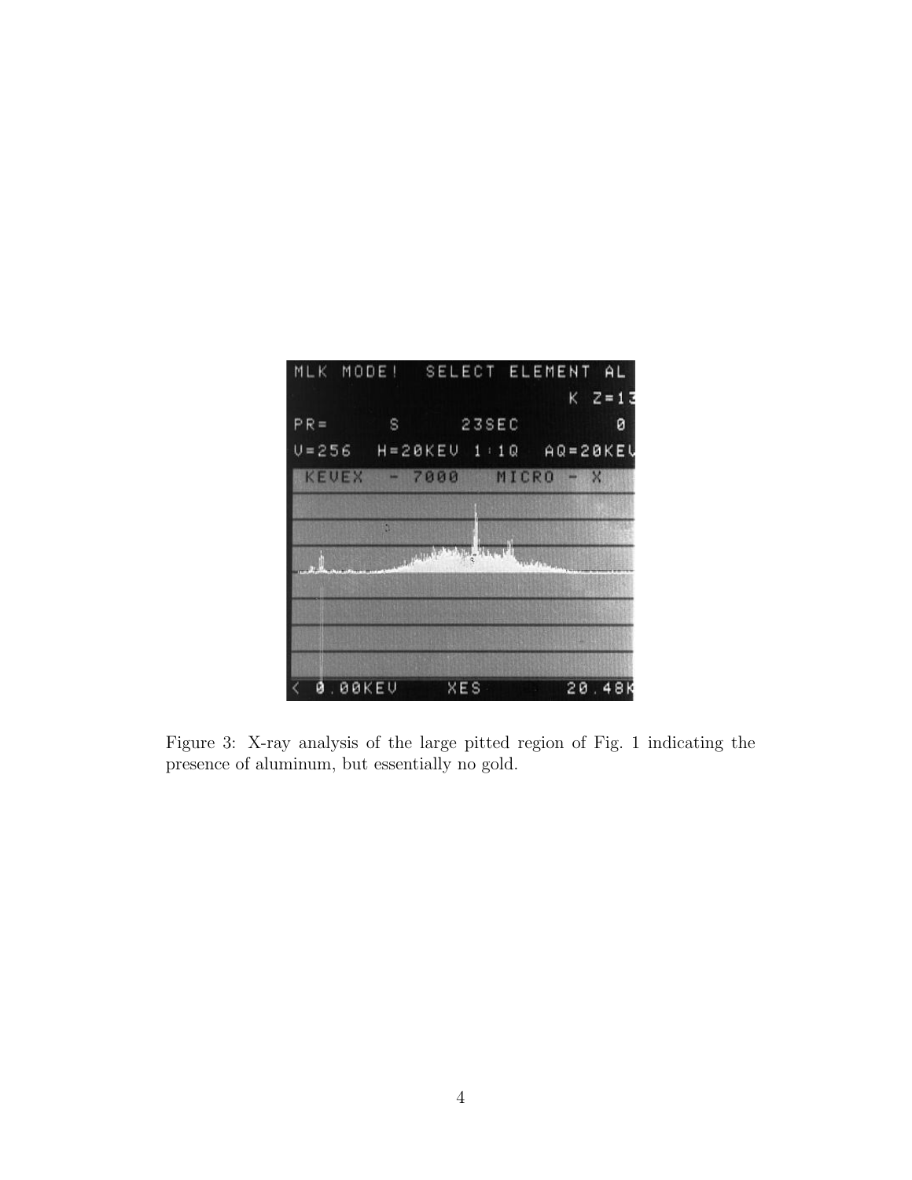MLK MODE! SELECT ELEMENT AL

K Z=13

PR= S 23SEC 0

V=256 H=20KEV 1:1Q AQ=20KEV

KEVEX - 7000 MICRO - X

< 0.00KEV XES 20.48K

Figure 3: X-ray analysis of the large pitted region of Fig. 1 indicating the presence of aluminum, but essentially no gold.